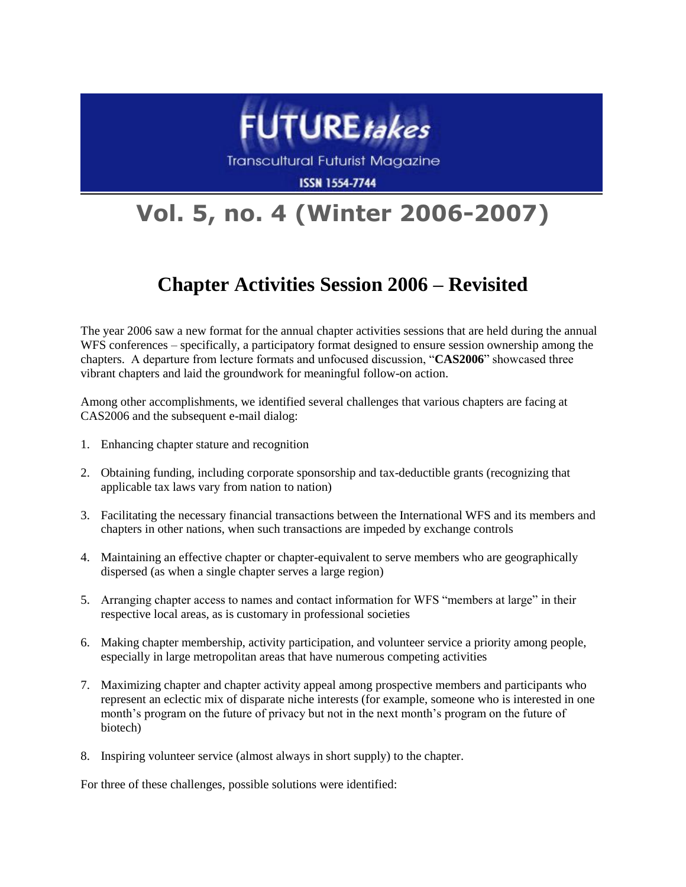# FUTURE*takes*

Transcultural Futurist Magazine

ISSN 1554-7744

# Vol. 5, no. 4 (Winter 2006-2007)

## Chapter Activities Session 2006 – Revisited

The year 2006 saw a new format for the annual chapter activities sessions that are held during the annual WFS conferences – specifically, a participatory format designed to ensure session ownership among the chapters. A departure from lecture formats and unfocused discussion, "**CAS2006**" showcased three vibrant chapters and laid the groundwork for meaningful follow-on action.

Among other accomplishments, we identified several challenges that various chapters are facing at CAS2006 and the subsequent e-mail dialog:

1. Enhancing chapter stature and recognition
2. Obtaining funding, including corporate sponsorship and tax-deductible grants (recognizing that applicable tax laws vary from nation to nation)
3. Facilitating the necessary financial transactions between the International WFS and its members and chapters in other nations, when such transactions are impeded by exchange controls
4. Maintaining an effective chapter or chapter-equivalent to serve members who are geographically dispersed (as when a single chapter serves a large region)
5. Arranging chapter access to names and contact information for WFS "members at large" in their respective local areas, as is customary in professional societies
6. Making chapter membership, activity participation, and volunteer service a priority among people, especially in large metropolitan areas that have numerous competing activities
7. Maximizing chapter and chapter activity appeal among prospective members and participants who represent an eclectic mix of disparate niche interests (for example, someone who is interested in one month's program on the future of privacy but not in the next month's program on the future of biotech)
8. Inspiring volunteer service (almost always in short supply) to the chapter.

For three of these challenges, possible solutions were identified: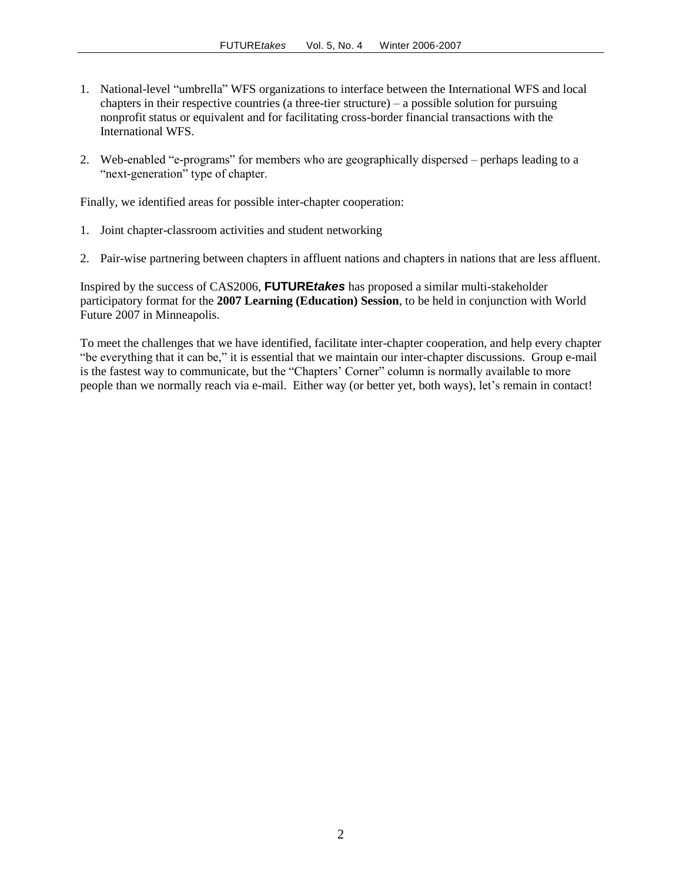1. National-level "umbrella" WFS organizations to interface between the International WFS and local chapters in their respective countries (a three-tier structure) – a possible solution for pursuing nonprofit status or equivalent and for facilitating cross-border financial transactions with the International WFS.

2. Web-enabled "e-programs" for members who are geographically dispersed – perhaps leading to a "next-generation" type of chapter.

Finally, we identified areas for possible inter-chapter cooperation:

1. Joint chapter-classroom activities and student networking

2. Pair-wise partnering between chapters in affluent nations and chapters in nations that are less affluent.

Inspired by the success of CAS2006, **FUTURE*takes*** has proposed a similar multi-stakeholder participatory format for the **2007 Learning (Education) Session**, to be held in conjunction with World Future 2007 in Minneapolis.

To meet the challenges that we have identified, facilitate inter-chapter cooperation, and help every chapter "be everything that it can be," it is essential that we maintain our inter-chapter discussions. Group e-mail is the fastest way to communicate, but the "Chapters' Corner" column is normally available to more people than we normally reach via e-mail. Either way (or better yet, both ways), let's remain in contact!